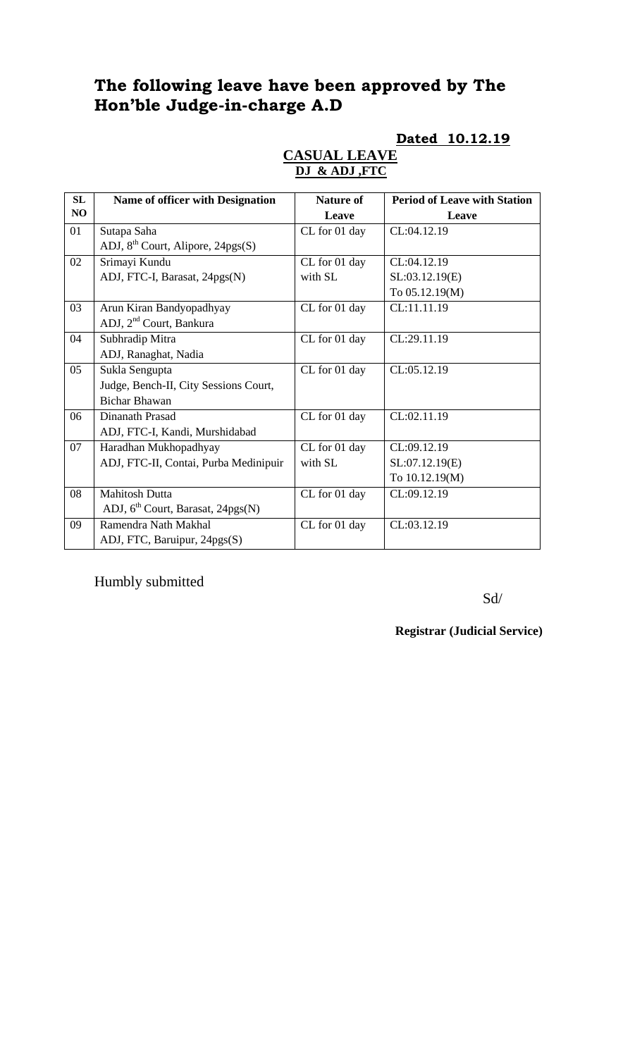# The following leave have been approved by The Hon'ble Judge-in-charge A.D

**Dated 10.12.19**

**CASUAL LEAVE**

**DJ & ADJ ,FTC**

| SL NO | Name of officer with Designation | Nature of Leave | Period of Leave with Station Leave |
|---|---|---|---|
| 01 | Sutapa Saha<br>ADJ, 8th Court, Alipore, 24pgs(S) | CL for 01 day | CL:04.12.19 |
| 02 | Srimayi Kundu<br>ADJ, FTC-I, Barasat, 24pgs(N) | CL for 01 day with SL | CL:04.12.19<br>SL:03.12.19(E)<br>To 05.12.19(M) |
| 03 | Arun Kiran Bandyopadhyay<br>ADJ, 2nd Court, Bankura | CL for 01 day | CL:11.11.19 |
| 04 | Subhradip Mitra<br>ADJ, Ranaghat, Nadia | CL for 01 day | CL:29.11.19 |
| 05 | Sukla Sengupta<br>Judge, Bench-II, City Sessions Court, Bichar Bhawan | CL for 01 day | CL:05.12.19 |
| 06 | Dinanath Prasad<br>ADJ, FTC-I, Kandi, Murshidabad | CL for 01 day | CL:02.11.19 |
| 07 | Haradhan Mukhopadhyay<br>ADJ, FTC-II, Contai, Purba Medinipuir | CL for 01 day with SL | CL:09.12.19<br>SL:07.12.19(E)<br>To 10.12.19(M) |
| 08 | Mahitosh Dutta<br>ADJ, 6th Court, Barasat, 24pgs(N) | CL for 01 day | CL:09.12.19 |
| 09 | Ramendra Nath Makhal<br>ADJ, FTC, Baruipur, 24pgs(S) | CL for 01 day | CL:03.12.19 |

Humbly submitted

Sd/

**Registrar (Judicial Service)**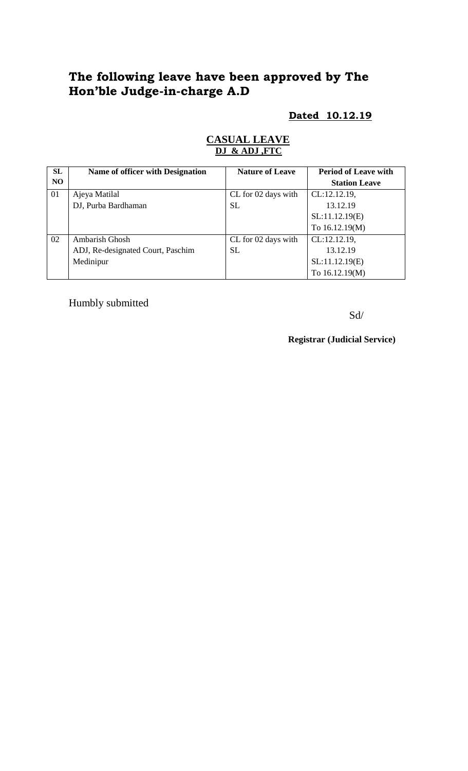## The following leave have been approved by The Hon'ble Judge-in-charge A.D

**Dated 10.12.19**

**CASUAL LEAVE**

**DJ & ADJ ,FTC**

| SL NO | Name of officer with Designation | Nature of Leave | Period of Leave with Station Leave |
|---|---|---|---|
| 01 | Ajeya Matilal<br>DJ, Purba Bardhaman | CL for 02 days with SL | CL:12.12.19,<br>13.12.19<br>SL:11.12.19(E)<br>To 16.12.19(M) |
| 02 | Ambarish Ghosh<br>ADJ, Re-designated Court, Paschim Medinipur | CL for 02 days with SL | CL:12.12.19,<br>13.12.19<br>SL:11.12.19(E)<br>To 16.12.19(M) |

Humbly submitted

Sd/

**Registrar (Judicial Service)**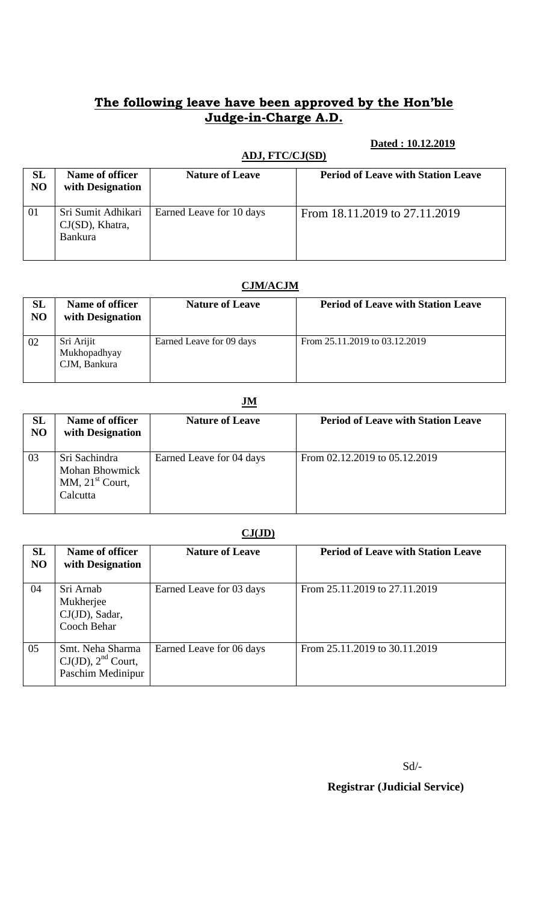## **The following leave have been approved by the Hon'ble Judge-in-Charge A.D.**

**Dated : 10.12.2019**

**ADJ, FTC/CJ(SD)**

| SL NO | Name of officer with Designation | Nature of Leave | Period of Leave with Station Leave |
|---|---|---|---|
| 01 | Sri Sumit Adhikari CJ(SD), Khatra, Bankura | Earned Leave for 10 days | From 18.11.2019 to 27.11.2019 |

**CJM/ACJM**

| SL NO | Name of officer with Designation | Nature of Leave | Period of Leave with Station Leave |
|---|---|---|---|
| 02 | Sri Arijit Mukhopadhyay CJM, Bankura | Earned Leave for 09 days | From 25.11.2019 to 03.12.2019 |

**JM**

| SL NO | Name of officer with Designation | Nature of Leave | Period of Leave with Station Leave |
|---|---|---|---|
| 03 | Sri Sachindra Mohan Bhowmick MM, 21st Court, Calcutta | Earned Leave for 04 days | From 02.12.2019 to 05.12.2019 |

**CJ(JD)**

| SL NO | Name of officer with Designation | Nature of Leave | Period of Leave with Station Leave |
|---|---|---|---|
| 04 | Sri Arnab Mukherjee CJ(JD), Sadar, Cooch Behar | Earned Leave for 03 days | From 25.11.2019 to 27.11.2019 |
| 05 | Smt. Neha Sharma CJ(JD), 2nd Court, Paschim Medinipur | Earned Leave for 06 days | From 25.11.2019 to 30.11.2019 |

Sd/-

**Registrar (Judicial Service)**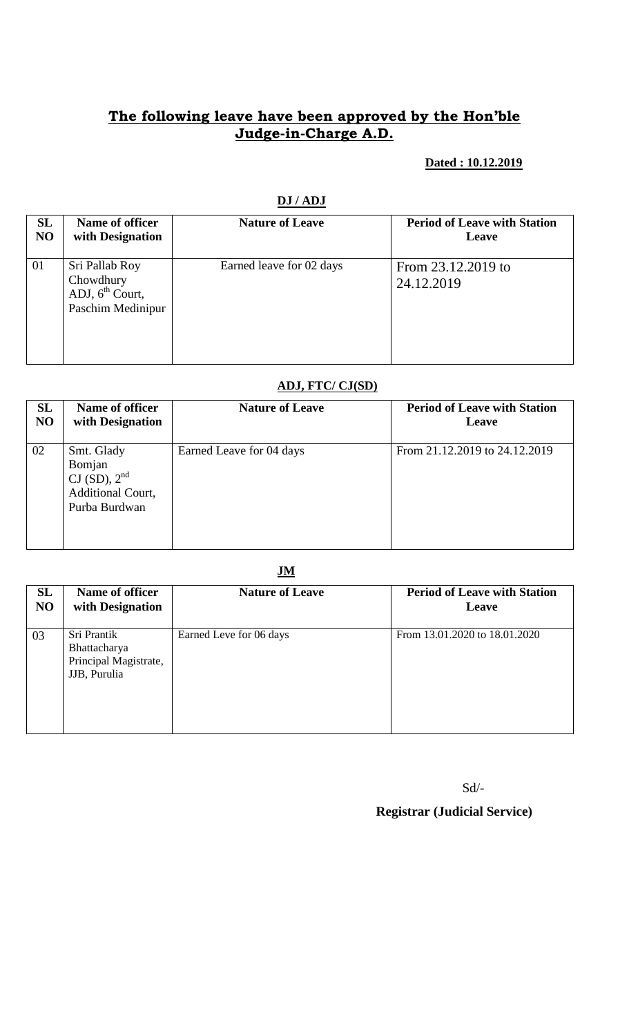# The following leave have been approved by the Hon'ble Judge-in-Charge A.D.

**Dated : 10.12.2019**

## DJ / ADJ

| SL NO | Name of officer with Designation | Nature of Leave | Period of Leave with Station Leave |
|---|---|---|---|
| 01 | Sri Pallab Roy Chowdhury ADJ, 6th Court, Paschim Medinipur | Earned leave for 02 days | From 23.12.2019 to 24.12.2019 |

## ADJ, FTC/ CJ(SD)

| SL NO | Name of officer with Designation | Nature of Leave | Period of Leave with Station Leave |
|---|---|---|---|
| 02 | Smt. Glady Bomjan CJ (SD), 2nd Additional Court, Purba Burdwan | Earned Leave for 04 days | From 21.12.2019 to 24.12.2019 |

## JM

| SL NO | Name of officer with Designation | Nature of Leave | Period of Leave with Station Leave |
|---|---|---|---|
| 03 | Sri Prantik Bhattacharya Principal Magistrate, JJB, Purulia | Earned Leve for 06 days | From 13.01.2020 to 18.01.2020 |

Sd/-

**Registrar (Judicial Service)**